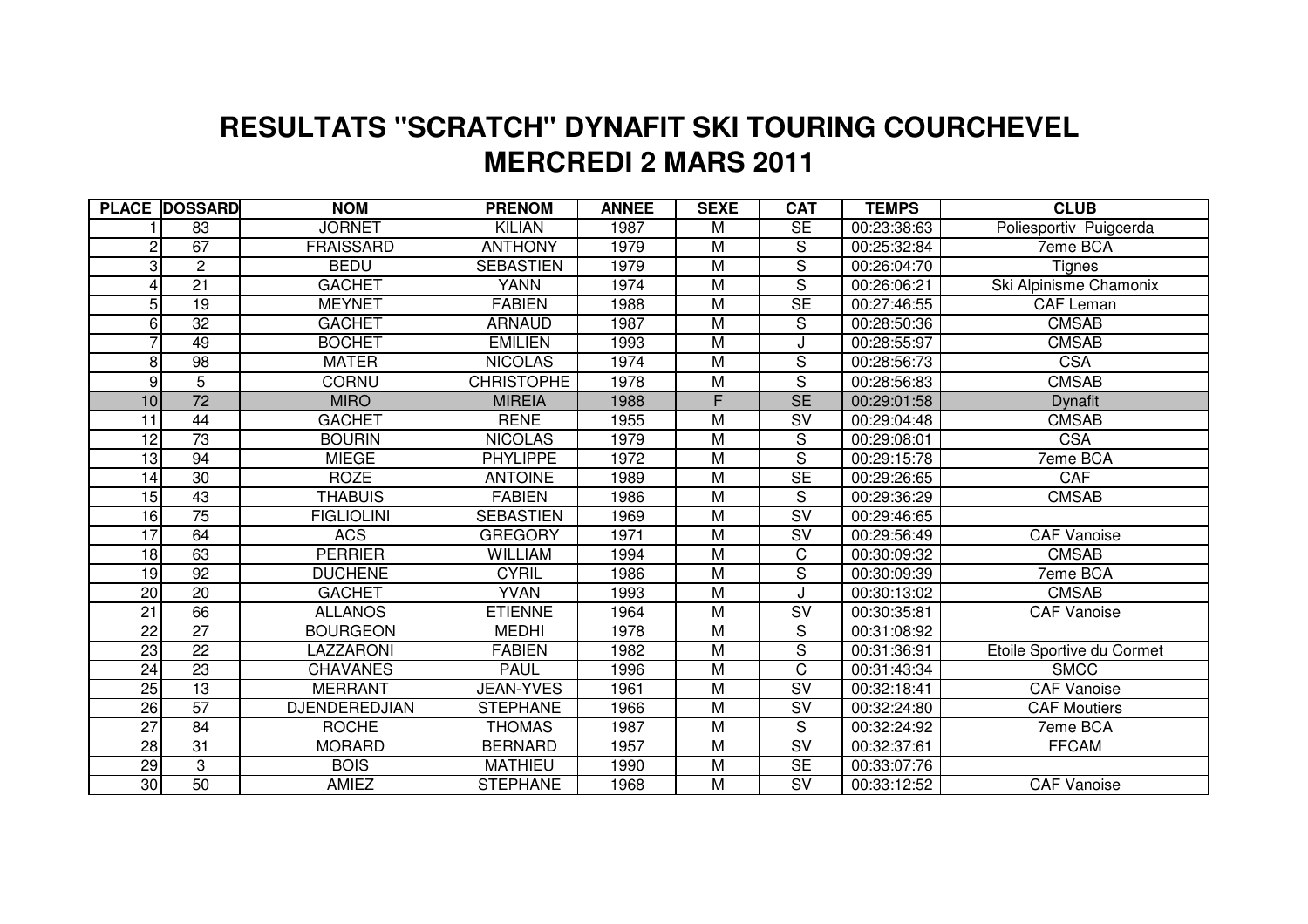# RESULTATS "SCRATCH" DYNAFIT SKI TOURING COURCHEVEL
## MERCREDI 2 MARS 2011

| PLACE | DOSSARD | NOM | PRENOM | ANNEE | SEXE | CAT | TEMPS | CLUB |
|---|---|---|---|---|---|---|---|---|
| 1 | 83 | JORNET | KILIAN | 1987 | M | SE | 00:23:38:63 | Poliesportiv Puigcerda |
| 2 | 67 | FRAISSARD | ANTHONY | 1979 | M | S | 00:25:32:84 | 7eme BCA |
| 3 | 2 | BEDU | SEBASTIEN | 1979 | M | S | 00:26:04:70 | Tignes |
| 4 | 21 | GACHET | YANN | 1974 | M | S | 00:26:06:21 | Ski Alpinisme Chamonix |
| 5 | 19 | MEYNET | FABIEN | 1988 | M | SE | 00:27:46:55 | CAF Leman |
| 6 | 32 | GACHET | ARNAUD | 1987 | M | S | 00:28:50:36 | CMSAB |
| 7 | 49 | BOCHET | EMILIEN | 1993 | M | J | 00:28:55:97 | CMSAB |
| 8 | 98 | MATER | NICOLAS | 1974 | M | S | 00:28:56:73 | CSA |
| 9 | 5 | CORNU | CHRISTOPHE | 1978 | M | S | 00:28:56:83 | CMSAB |
| 10 | 72 | MIRO | MIREIA | 1988 | F | SE | 00:29:01:58 | Dynafit |
| 11 | 44 | GACHET | RENE | 1955 | M | SV | 00:29:04:48 | CMSAB |
| 12 | 73 | BOURIN | NICOLAS | 1979 | M | S | 00:29:08:01 | CSA |
| 13 | 94 | MIEGE | PHYLIPPE | 1972 | M | S | 00:29:15:78 | 7eme BCA |
| 14 | 30 | ROZE | ANTOINE | 1989 | M | SE | 00:29:26:65 | CAF |
| 15 | 43 | THABUIS | FABIEN | 1986 | M | S | 00:29:36:29 | CMSAB |
| 16 | 75 | FIGLIOLINI | SEBASTIEN | 1969 | M | SV | 00:29:46:65 | |
| 17 | 64 | ACS | GREGORY | 1971 | M | SV | 00:29:56:49 | CAF Vanoise |
| 18 | 63 | PERRIER | WILLIAM | 1994 | M | C | 00:30:09:32 | CMSAB |
| 19 | 92 | DUCHENE | CYRIL | 1986 | M | S | 00:30:09:39 | 7eme BCA |
| 20 | 20 | GACHET | YVAN | 1993 | M | J | 00:30:13:02 | CMSAB |
| 21 | 66 | ALLANOS | ETIENNE | 1964 | M | SV | 00:30:35:81 | CAF Vanoise |
| 22 | 27 | BOURGEON | MEDHI | 1978 | M | S | 00:31:08:92 | |
| 23 | 22 | LAZZARONI | FABIEN | 1982 | M | S | 00:31:36:91 | Etoile Sportive du Cormet |
| 24 | 23 | CHAVANES | PAUL | 1996 | M | C | 00:31:43:34 | SMCC |
| 25 | 13 | MERRANT | JEAN-YVES | 1961 | M | SV | 00:32:18:41 | CAF Vanoise |
| 26 | 57 | DJENDEREDJIAN | STEPHANE | 1966 | M | SV | 00:32:24:80 | CAF Moutiers |
| 27 | 84 | ROCHE | THOMAS | 1987 | M | S | 00:32:24:92 | 7eme BCA |
| 28 | 31 | MORARD | BERNARD | 1957 | M | SV | 00:32:37:61 | FFCAM |
| 29 | 3 | BOIS | MATHIEU | 1990 | M | SE | 00:33:07:76 | |
| 30 | 50 | AMIEZ | STEPHANE | 1968 | M | SV | 00:33:12:52 | CAF Vanoise |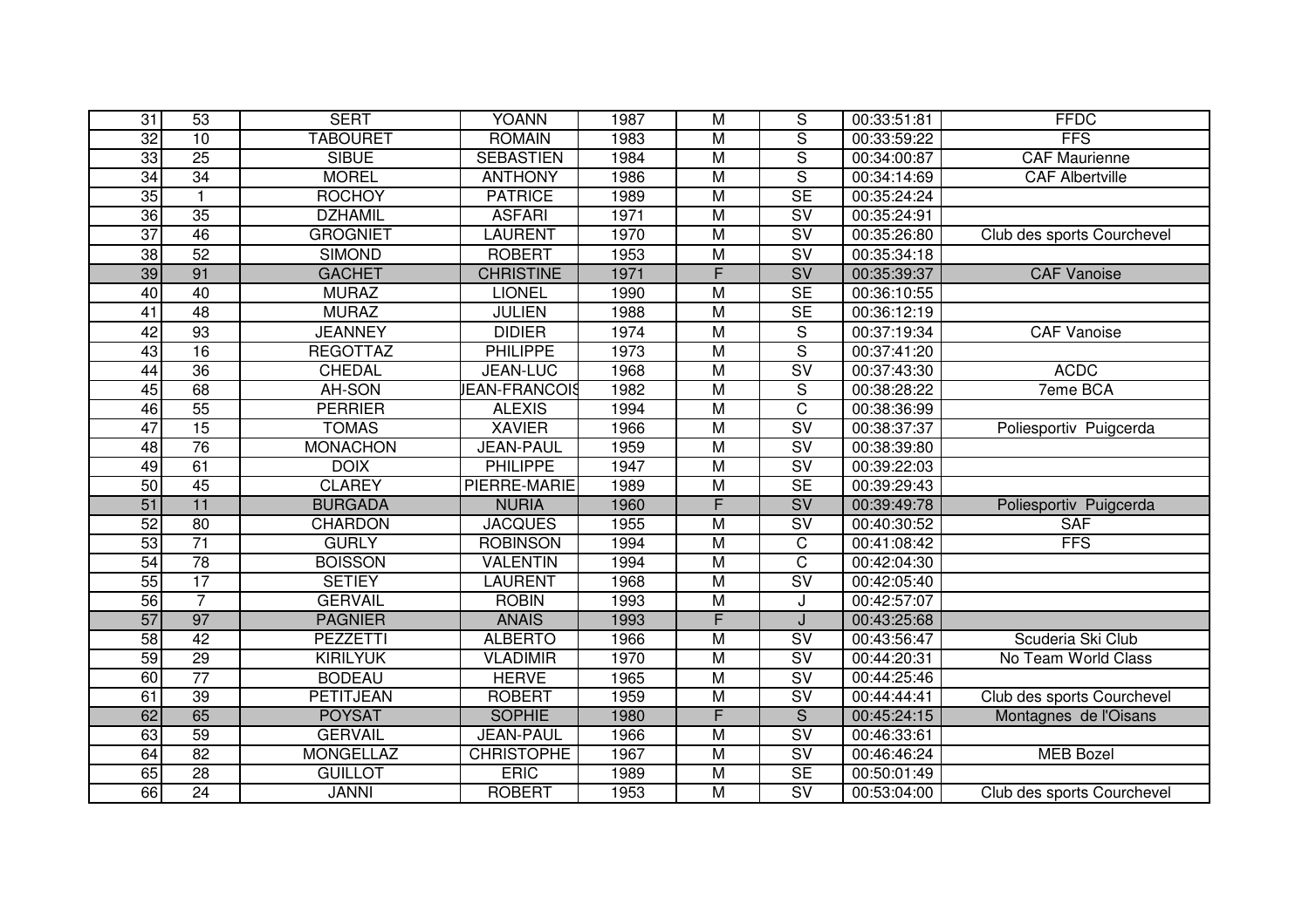| 31 | 53 | SERT | YOANN | 1987 | M | S | 00:33:51:81 | FFDC |
|---|---|---|---|---|---|---|---|---|
| 32 | 10 | TABOURET | ROMAIN | 1983 | M | S | 00:33:59:22 | FFS |
| 33 | 25 | SIBUE | SEBASTIEN | 1984 | M | S | 00:34:00:87 | CAF Maurienne |
| 34 | 34 | MOREL | ANTHONY | 1986 | M | S | 00:34:14:69 | CAF Albertville |
| 35 | 1 | ROCHOY | PATRICE | 1989 | M | SE | 00:35:24:24 | |
| 36 | 35 | DZHAMIL | ASFARI | 1971 | M | SV | 00:35:24:91 | |
| 37 | 46 | GROGNIET | LAURENT | 1970 | M | SV | 00:35:26:80 | Club des sports Courchevel |
| 38 | 52 | SIMOND | ROBERT | 1953 | M | SV | 00:35:34:18 | |
| 39 | 91 | GACHET | CHRISTINE | 1971 | F | SV | 00:35:39:37 | CAF Vanoise |
| 40 | 40 | MURAZ | LIONEL | 1990 | M | SE | 00:36:10:55 | |
| 41 | 48 | MURAZ | JULIEN | 1988 | M | SE | 00:36:12:19 | |
| 42 | 93 | JEANNEY | DIDIER | 1974 | M | S | 00:37:19:34 | CAF Vanoise |
| 43 | 16 | REGOTTAZ | PHILIPPE | 1973 | M | S | 00:37:41:20 | |
| 44 | 36 | CHEDAL | JEAN-LUC | 1968 | M | SV | 00:37:43:30 | ACDC |
| 45 | 68 | AH-SON | JEAN-FRANCOIS | 1982 | M | S | 00:38:28:22 | 7eme BCA |
| 46 | 55 | PERRIER | ALEXIS | 1994 | M | C | 00:38:36:99 | |
| 47 | 15 | TOMAS | XAVIER | 1966 | M | SV | 00:38:37:37 | Poliesportiv Puigcerda |
| 48 | 76 | MONACHON | JEAN-PAUL | 1959 | M | SV | 00:38:39:80 | |
| 49 | 61 | DOIX | PHILIPPE | 1947 | M | SV | 00:39:22:03 | |
| 50 | 45 | CLAREY | PIERRE-MARIE | 1989 | M | SE | 00:39:29:43 | |
| 51 | 11 | BURGADA | NURIA | 1960 | F | SV | 00:39:49:78 | Poliesportiv Puigcerda |
| 52 | 80 | CHARDON | JACQUES | 1955 | M | SV | 00:40:30:52 | SAF |
| 53 | 71 | GURLY | ROBINSON | 1994 | M | C | 00:41:08:42 | FFS |
| 54 | 78 | BOISSON | VALENTIN | 1994 | M | C | 00:42:04:30 | |
| 55 | 17 | SETIEY | LAURENT | 1968 | M | SV | 00:42:05:40 | |
| 56 | 7 | GERVAIL | ROBIN | 1993 | M | J | 00:42:57:07 | |
| 57 | 97 | PAGNIER | ANAIS | 1993 | F | J | 00:43:25:68 | |
| 58 | 42 | PEZZETTI | ALBERTO | 1966 | M | SV | 00:43:56:47 | Scuderia Ski Club |
| 59 | 29 | KIRILYUK | VLADIMIR | 1970 | M | SV | 00:44:20:31 | No Team World Class |
| 60 | 77 | BODEAU | HERVE | 1965 | M | SV | 00:44:25:46 | |
| 61 | 39 | PETITJEAN | ROBERT | 1959 | M | SV | 00:44:44:41 | Club des sports Courchevel |
| 62 | 65 | POYSAT | SOPHIE | 1980 | F | S | 00:45:24:15 | Montagnes de l'Oisans |
| 63 | 59 | GERVAIL | JEAN-PAUL | 1966 | M | SV | 00:46:33:61 | |
| 64 | 82 | MONGELLAZ | CHRISTOPHE | 1967 | M | SV | 00:46:46:24 | MEB Bozel |
| 65 | 28 | GUILLOT | ERIC | 1989 | M | SE | 00:50:01:49 | |
| 66 | 24 | JANNI | ROBERT | 1953 | M | SV | 00:53:04:00 | Club des sports Courchevel |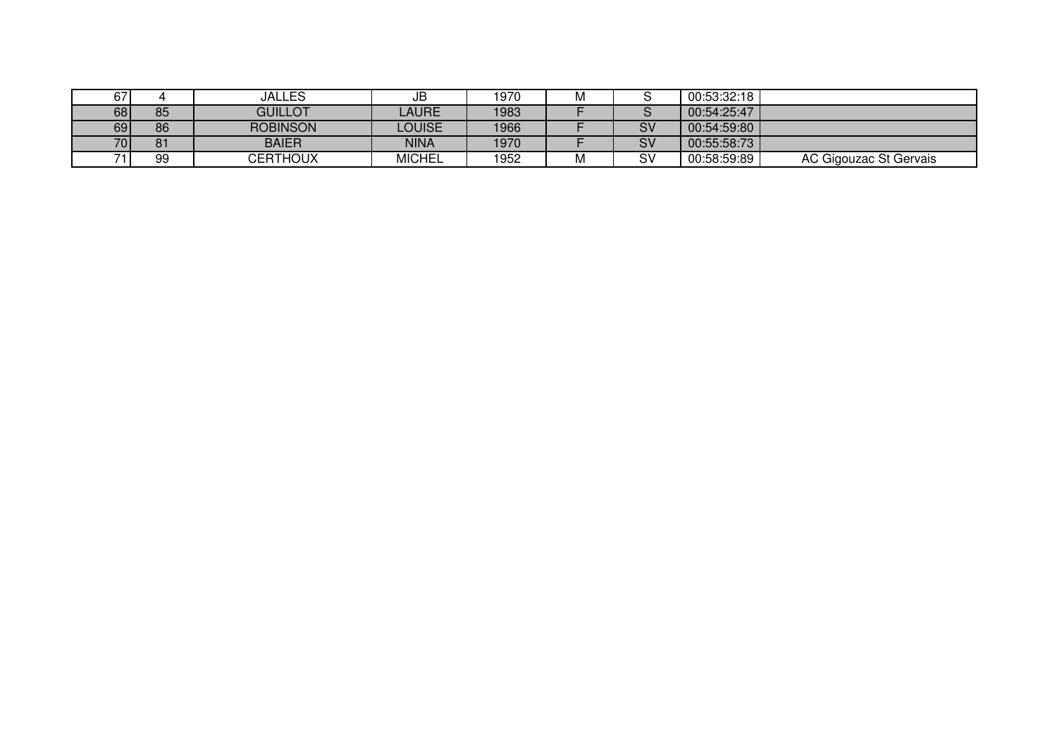| | | | | | | | | |
|---|---|---|---|---|---|---|---|---|
| 67 | 4 | JALLES | JB | 1970 | M | S | 00:53:32:18 | |
| 68 | 85 | GUILLOT | LAURE | 1983 | F | S | 00:54:25:47 | |
| 69 | 86 | ROBINSON | LOUISE | 1966 | F | SV | 00:54:59:80 | |
| 70 | 81 | BAIER | NINA | 1970 | F | SV | 00:55:58:73 | |
| 71 | 99 | CERTHOUX | MICHEL | 1952 | M | SV | 00:58:59:89 | AC Gigouzac St Gervais |